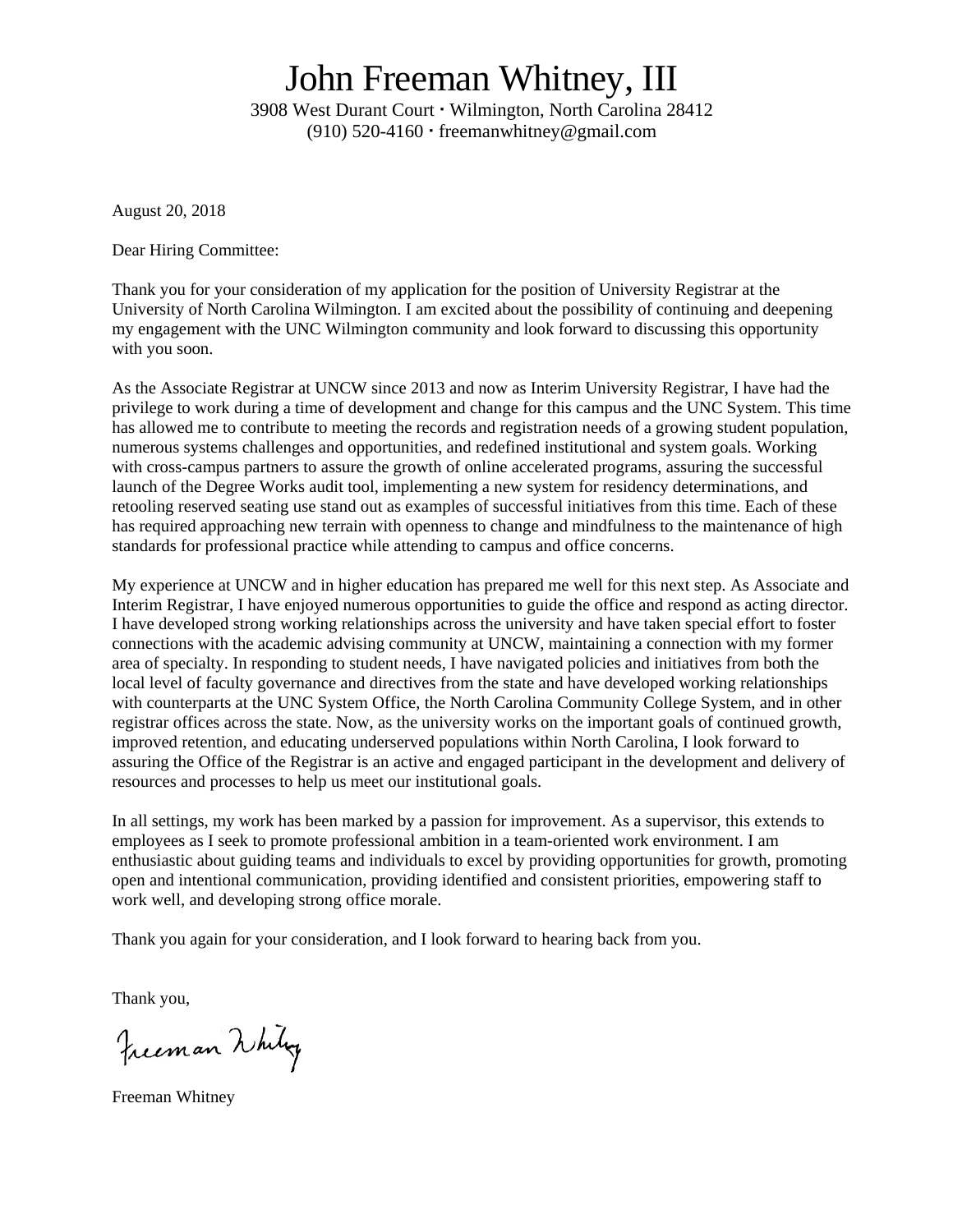# John Freeman Whitney, III

3908 West Durant Court · Wilmington, North Carolina 28412
(910) 520-4160 · freemanwhitney@gmail.com

August 20, 2018

Dear Hiring Committee:

Thank you for your consideration of my application for the position of University Registrar at the University of North Carolina Wilmington. I am excited about the possibility of continuing and deepening my engagement with the UNC Wilmington community and look forward to discussing this opportunity with you soon.

As the Associate Registrar at UNCW since 2013 and now as Interim University Registrar, I have had the privilege to work during a time of development and change for this campus and the UNC System. This time has allowed me to contribute to meeting the records and registration needs of a growing student population, numerous systems challenges and opportunities, and redefined institutional and system goals. Working with cross-campus partners to assure the growth of online accelerated programs, assuring the successful launch of the Degree Works audit tool, implementing a new system for residency determinations, and retooling reserved seating use stand out as examples of successful initiatives from this time. Each of these has required approaching new terrain with openness to change and mindfulness to the maintenance of high standards for professional practice while attending to campus and office concerns.

My experience at UNCW and in higher education has prepared me well for this next step. As Associate and Interim Registrar, I have enjoyed numerous opportunities to guide the office and respond as acting director. I have developed strong working relationships across the university and have taken special effort to foster connections with the academic advising community at UNCW, maintaining a connection with my former area of specialty. In responding to student needs, I have navigated policies and initiatives from both the local level of faculty governance and directives from the state and have developed working relationships with counterparts at the UNC System Office, the North Carolina Community College System, and in other registrar offices across the state. Now, as the university works on the important goals of continued growth, improved retention, and educating underserved populations within North Carolina, I look forward to assuring the Office of the Registrar is an active and engaged participant in the development and delivery of resources and processes to help us meet our institutional goals.

In all settings, my work has been marked by a passion for improvement. As a supervisor, this extends to employees as I seek to promote professional ambition in a team-oriented work environment. I am enthusiastic about guiding teams and individuals to excel by providing opportunities for growth, promoting open and intentional communication, providing identified and consistent priorities, empowering staff to work well, and developing strong office morale.

Thank you again for your consideration, and I look forward to hearing back from you.

Thank you,

Freeman Whitney

Freeman Whitney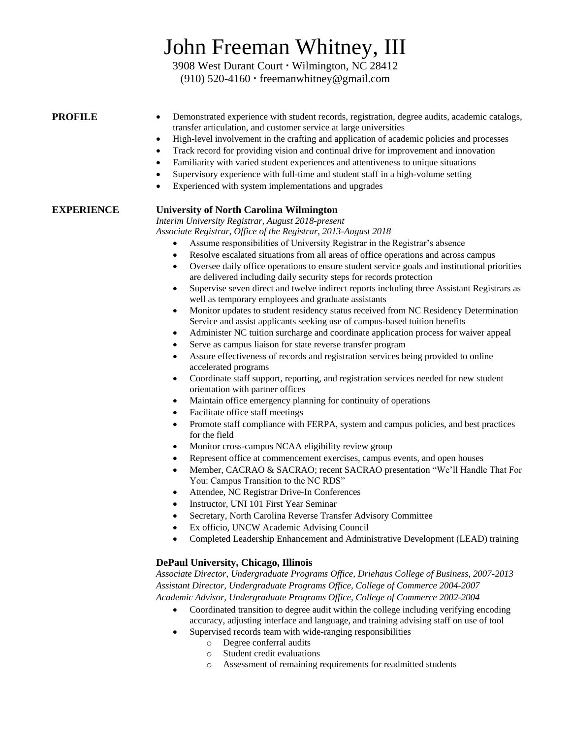# John Freeman Whitney, III

3908 West Durant Court · Wilmington, NC 28412
(910) 520-4160 · freemanwhitney@gmail.com

## PROFILE

- Demonstrated experience with student records, registration, degree audits, academic catalogs, transfer articulation, and customer service at large universities
- High-level involvement in the crafting and application of academic policies and processes
- Track record for providing vision and continual drive for improvement and innovation
- Familiarity with varied student experiences and attentiveness to unique situations
- Supervisory experience with full-time and student staff in a high-volume setting
- Experienced with system implementations and upgrades

## EXPERIENCE

**University of North Carolina Wilmington**
*Interim University Registrar, August 2018-present*
*Associate Registrar, Office of the Registrar, 2013-August 2018*

- Assume responsibilities of University Registrar in the Registrar's absence
- Resolve escalated situations from all areas of office operations and across campus
- Oversee daily office operations to ensure student service goals and institutional priorities are delivered including daily security steps for records protection
- Supervise seven direct and twelve indirect reports including three Assistant Registrars as well as temporary employees and graduate assistants
- Monitor updates to student residency status received from NC Residency Determination Service and assist applicants seeking use of campus-based tuition benefits
- Administer NC tuition surcharge and coordinate application process for waiver appeal
- Serve as campus liaison for state reverse transfer program
- Assure effectiveness of records and registration services being provided to online accelerated programs
- Coordinate staff support, reporting, and registration services needed for new student orientation with partner offices
- Maintain office emergency planning for continuity of operations
- Facilitate office staff meetings
- Promote staff compliance with FERPA, system and campus policies, and best practices for the field
- Monitor cross-campus NCAA eligibility review group
- Represent office at commencement exercises, campus events, and open houses
- Member, CACRAO & SACRAO; recent SACRAO presentation "We'll Handle That For You: Campus Transition to the NC RDS"
- Attendee, NC Registrar Drive-In Conferences
- Instructor, UNI 101 First Year Seminar
- Secretary, North Carolina Reverse Transfer Advisory Committee
- Ex officio, UNCW Academic Advising Council
- Completed Leadership Enhancement and Administrative Development (LEAD) training

**DePaul University, Chicago, Illinois**
*Associate Director, Undergraduate Programs Office, Driehaus College of Business, 2007-2013*
*Assistant Director, Undergraduate Programs Office, College of Commerce 2004-2007*
*Academic Advisor, Undergraduate Programs Office, College of Commerce 2002-2004*

- Coordinated transition to degree audit within the college including verifying encoding accuracy, adjusting interface and language, and training advising staff on use of tool
- Supervised records team with wide-ranging responsibilities
  - Degree conferral audits
  - Student credit evaluations
  - Assessment of remaining requirements for readmitted students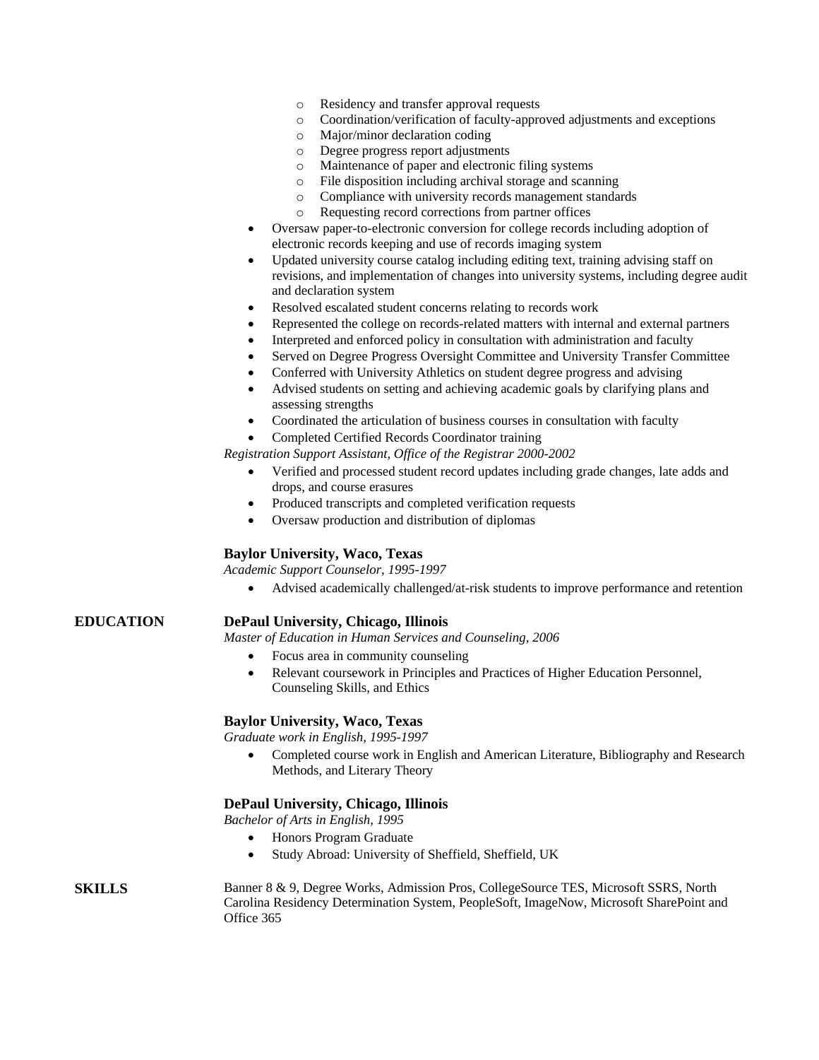- Residency and transfer approval requests
    - Coordination/verification of faculty-approved adjustments and exceptions
    - Major/minor declaration coding
    - Degree progress report adjustments
    - Maintenance of paper and electronic filing systems
    - File disposition including archival storage and scanning
    - Compliance with university records management standards
    - Requesting record corrections from partner offices
- Oversaw paper-to-electronic conversion for college records including adoption of electronic records keeping and use of records imaging system
- Updated university course catalog including editing text, training advising staff on revisions, and implementation of changes into university systems, including degree audit and declaration system
- Resolved escalated student concerns relating to records work
- Represented the college on records-related matters with internal and external partners
- Interpreted and enforced policy in consultation with administration and faculty
- Served on Degree Progress Oversight Committee and University Transfer Committee
- Conferred with University Athletics on student degree progress and advising
- Advised students on setting and achieving academic goals by clarifying plans and assessing strengths
- Coordinated the articulation of business courses in consultation with faculty
- Completed Certified Records Coordinator training

*Registration Support Assistant, Office of the Registrar 2000-2002*

- Verified and processed student record updates including grade changes, late adds and drops, and course erasures
- Produced transcripts and completed verification requests
- Oversaw production and distribution of diplomas

**Baylor University, Waco, Texas**

*Academic Support Counselor, 1995-1997*

- Advised academically challenged/at-risk students to improve performance and retention

## EDUCATION

**DePaul University, Chicago, Illinois**

*Master of Education in Human Services and Counseling, 2006*

- Focus area in community counseling
- Relevant coursework in Principles and Practices of Higher Education Personnel, Counseling Skills, and Ethics

**Baylor University, Waco, Texas**

*Graduate work in English, 1995-1997*

- Completed course work in English and American Literature, Bibliography and Research Methods, and Literary Theory

**DePaul University, Chicago, Illinois**

*Bachelor of Arts in English, 1995*

- Honors Program Graduate
- Study Abroad: University of Sheffield, Sheffield, UK

## SKILLS

Banner 8 & 9, Degree Works, Admission Pros, CollegeSource TES, Microsoft SSRS, North Carolina Residency Determination System, PeopleSoft, ImageNow, Microsoft SharePoint and Office 365